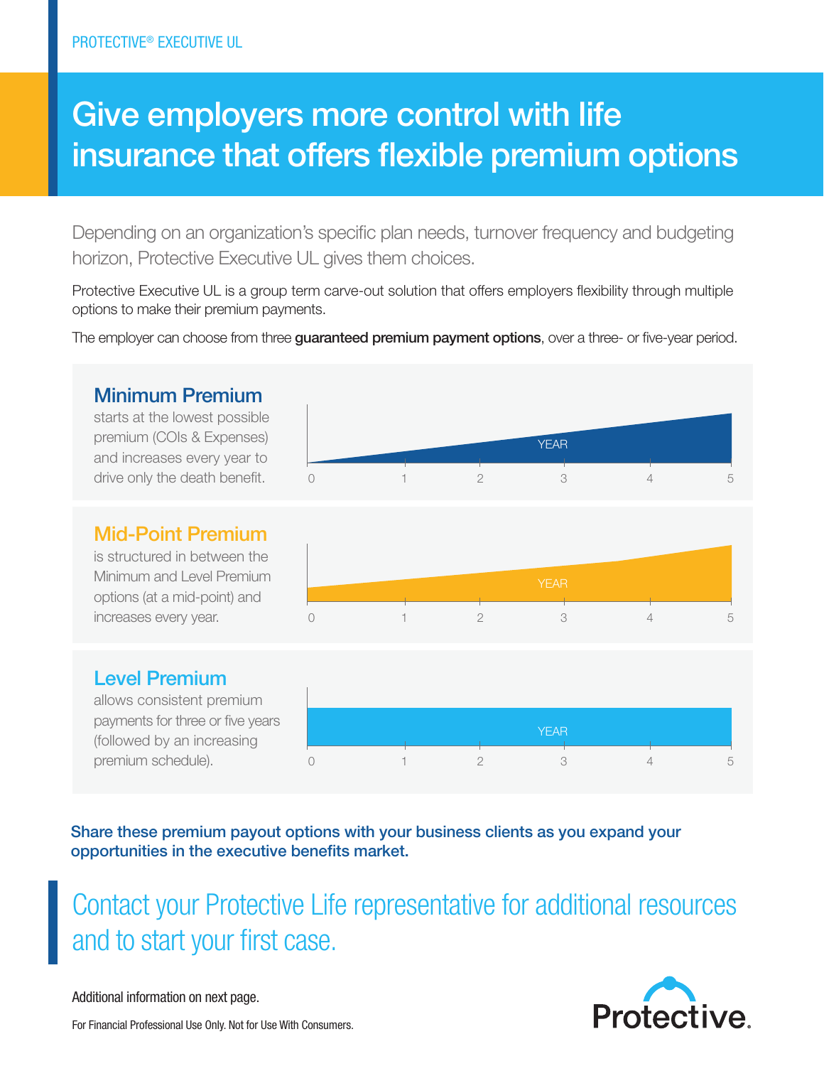PROTECTIVE® EXECUTIVE UL

# Give employers more control with life insurance that offers flexible premium options

Depending on an organization's specific plan needs, turnover frequency and budgeting horizon, Protective Executive UL gives them choices.

Protective Executive UL is a group term carve-out solution that offers employers flexibility through multiple options to make their premium payments.

The employer can choose from three **guaranteed premium payment options**, over a three- or five-year period.

### Minimum Premium

starts at the lowest possible premium (COIs & Expenses) and increases every year to drive only the death benefit.

YEAR

0 1 2 3 4 5

### Mid-Point Premium

is structured in between the Minimum and Level Premium options (at a mid-point) and increases every year.

YEAR

0 1 2 3 4 5

### Level Premium

allows consistent premium payments for three or five years (followed by an increasing premium schedule).

YEAR

0 1 2 3 4 5

**Share these premium payout options with your business clients as you expand your opportunities in the executive benefits market.**

## Contact your Protective Life representative for additional resources and to start your first case.

Additional information on next page.

For Financial Professional Use Only. Not for Use With Consumers.

Protective.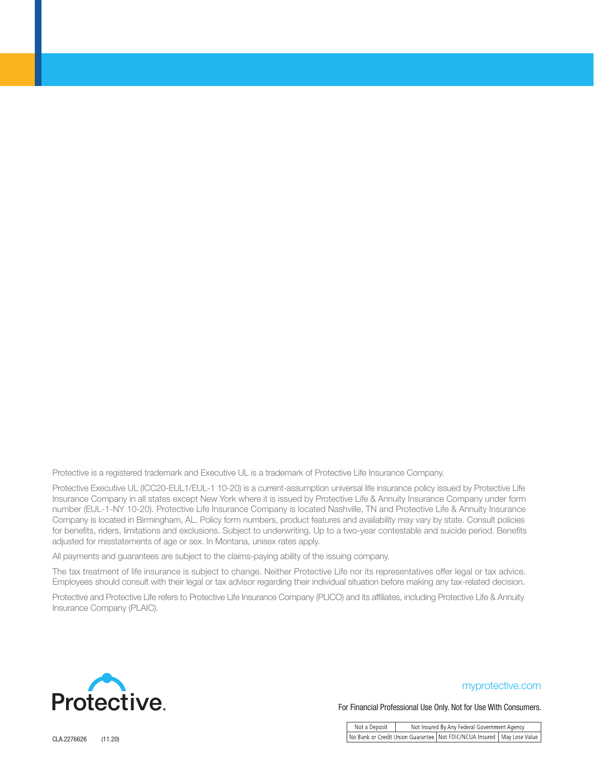Protective is a registered trademark and Executive UL is a trademark of Protective Life Insurance Company.

Protective Executive UL (ICC20-EUL1/EUL-1 10-20) is a current-assumption universal life insurance policy issued by Protective Life Insurance Company in all states except New York where it is issued by Protective Life & Annuity Insurance Company under form number (EUL-1-NY 10-20). Protective Life Insurance Company is located Nashville, TN and Protective Life & Annuity Insurance Company is located in Birmingham, AL. Policy form numbers, product features and availability may vary by state. Consult policies for benefits, riders, limitations and exclusions. Subject to underwriting. Up to a two-year contestable and suicide period. Benefits adjusted for misstatements of age or sex. In Montana, unisex rates apply.

All payments and guarantees are subject to the claims-paying ability of the issuing company.

The tax treatment of life insurance is subject to change. Neither Protective Life nor its representatives offer legal or tax advice. Employees should consult with their legal or tax advisor regarding their individual situation before making any tax-related decision.

Protective and Protective Life refers to Protective Life Insurance Company (PLICO) and its affiliates, including Protective Life & Annuity Insurance Company (PLAIC).

Protective.

myprotective.com

For Financial Professional Use Only. Not for Use With Consumers.

| | | |
|---|---|---|
| Not a Deposit | Not Insured By Any Federal Government Agency | |
| No Bank or Credit Union Guarantee | Not FDIC/NCUA Insured | May Lose Value |

CLA.2276626 (11.20)